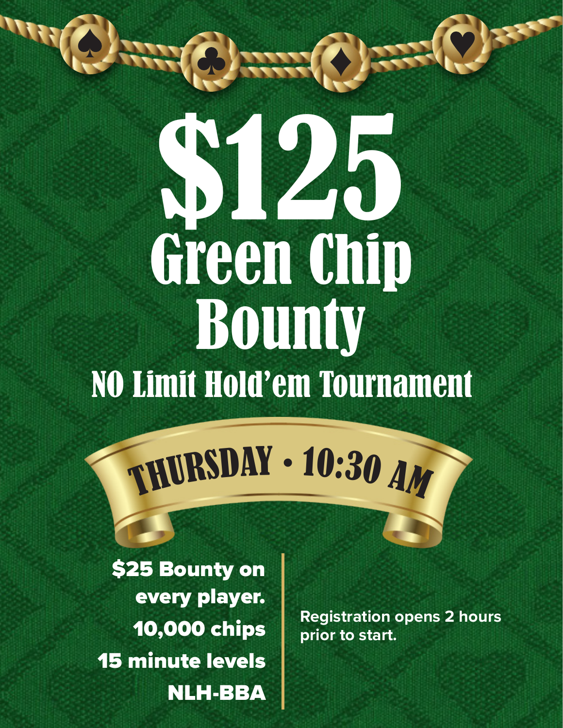# $125 Green Chip Bounty

## NO Limit Hold'em Tournament

### THURSDAY • 10:30 AM

**$25 Bounty on every player.**

**10,000 chips**

**15 minute levels**

**NLH-BBA**

**Registration opens 2 hours prior to start.**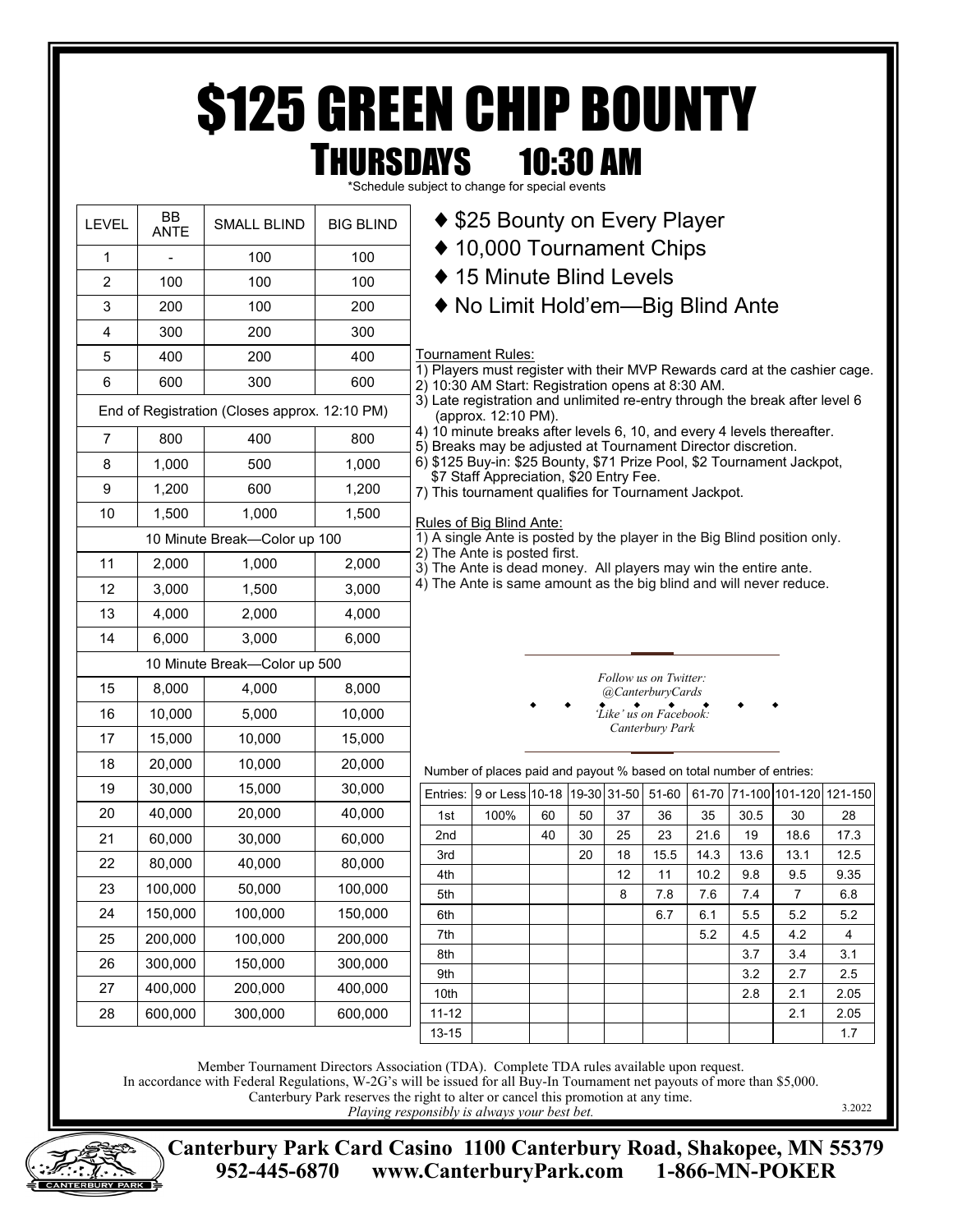# $125 GREEN CHIP BOUNTY

## THURSDAYS 10:30 AM

*Schedule subject to change for special events

| LEVEL | BB ANTE | SMALL BLIND | BIG BLIND |
|---|---|---|---|
| 1 | - | 100 | 100 |
| 2 | 100 | 100 | 100 |
| 3 | 200 | 100 | 200 |
| 4 | 300 | 200 | 300 |
| 5 | 400 | 200 | 400 |
| 6 | 600 | 300 | 600 |
| End of Registration (Closes approx. 12:10 PM) | | | |
| 7 | 800 | 400 | 800 |
| 8 | 1,000 | 500 | 1,000 |
| 9 | 1,200 | 600 | 1,200 |
| 10 | 1,500 | 1,000 | 1,500 |
| 10 Minute Break—Color up 100 | | | |
| 11 | 2,000 | 1,000 | 2,000 |
| 12 | 3,000 | 1,500 | 3,000 |
| 13 | 4,000 | 2,000 | 4,000 |
| 14 | 6,000 | 3,000 | 6,000 |
| 10 Minute Break—Color up 500 | | | |
| 15 | 8,000 | 4,000 | 8,000 |
| 16 | 10,000 | 5,000 | 10,000 |
| 17 | 15,000 | 10,000 | 15,000 |
| 18 | 20,000 | 10,000 | 20,000 |
| 19 | 30,000 | 15,000 | 30,000 |
| 20 | 40,000 | 20,000 | 40,000 |
| 21 | 60,000 | 30,000 | 60,000 |
| 22 | 80,000 | 40,000 | 80,000 |
| 23 | 100,000 | 50,000 | 100,000 |
| 24 | 150,000 | 100,000 | 150,000 |
| 25 | 200,000 | 100,000 | 200,000 |
| 26 | 300,000 | 150,000 | 300,000 |
| 27 | 400,000 | 200,000 | 400,000 |
| 28 | 600,000 | 300,000 | 600,000 |

- ♦ $25 Bounty on Every Player
- ♦ 10,000 Tournament Chips
- ♦ 15 Minute Blind Levels
- ♦ No Limit Hold'em—Big Blind Ante

Tournament Rules:

1) Players must register with their MVP Rewards card at the cashier cage.
2) 10:30 AM Start: Registration opens at 8:30 AM.
3) Late registration and unlimited re-entry through the break after level 6 (approx. 12:10 PM).
4) 10 minute breaks after levels 6, 10, and every 4 levels thereafter.
5) Breaks may be adjusted at Tournament Director discretion.
6) $125 Buy-in: $25 Bounty, $71 Prize Pool, $2 Tournament Jackpot, $7 Staff Appreciation, $20 Entry Fee.
7) This tournament qualifies for Tournament Jackpot.

Rules of Big Blind Ante:

1) A single Ante is posted by the player in the Big Blind position only.
2) The Ante is posted first.
3) The Ante is dead money. All players may win the entire ante.
4) The Ante is same amount as the big blind and will never reduce.

*Follow us on Twitter: @CanterburyCards*

*'Like' us on Facebook: Canterbury Park*

Number of places paid and payout % based on total number of entries:

| Entries: | 9 or Less | 10-18 | 19-30 | 31-50 | 51-60 | 61-70 | 71-100 | 101-120 | 121-150 |
|---|---|---|---|---|---|---|---|---|---|
| 1st | 100% | 60 | 50 | 37 | 36 | 35 | 30.5 | 30 | 28 |
| 2nd | | 40 | 30 | 25 | 23 | 21.6 | 19 | 18.6 | 17.3 |
| 3rd | | | 20 | 18 | 15.5 | 14.3 | 13.6 | 13.1 | 12.5 |
| 4th | | | | 12 | 11 | 10.2 | 9.8 | 9.5 | 9.35 |
| 5th | | | | 8 | 7.8 | 7.6 | 7.4 | 7 | 6.8 |
| 6th | | | | | 6.7 | 6.1 | 5.5 | 5.2 | 5.2 |
| 7th | | | | | | 5.2 | 4.5 | 4.2 | 4 |
| 8th | | | | | | | 3.7 | 3.4 | 3.1 |
| 9th | | | | | | | 3.2 | 2.7 | 2.5 |
| 10th | | | | | | | 2.8 | 2.1 | 2.05 |
| 11-12 | | | | | | | | 2.1 | 2.05 |
| 13-15 | | | | | | | | | 1.7 |

Member Tournament Directors Association (TDA). Complete TDA rules available upon request.
In accordance with Federal Regulations, W-2G's will be issued for all Buy-In Tournament net payouts of more than $5,000.
Canterbury Park reserves the right to alter or cancel this promotion at any time.
*Playing responsibly is always your best bet.*

3.2022

**Canterbury Park Card Casino 1100 Canterbury Road, Shakopee, MN 55379**
**952-445-6870 www.CanterburyPark.com 1-866-MN-POKER**